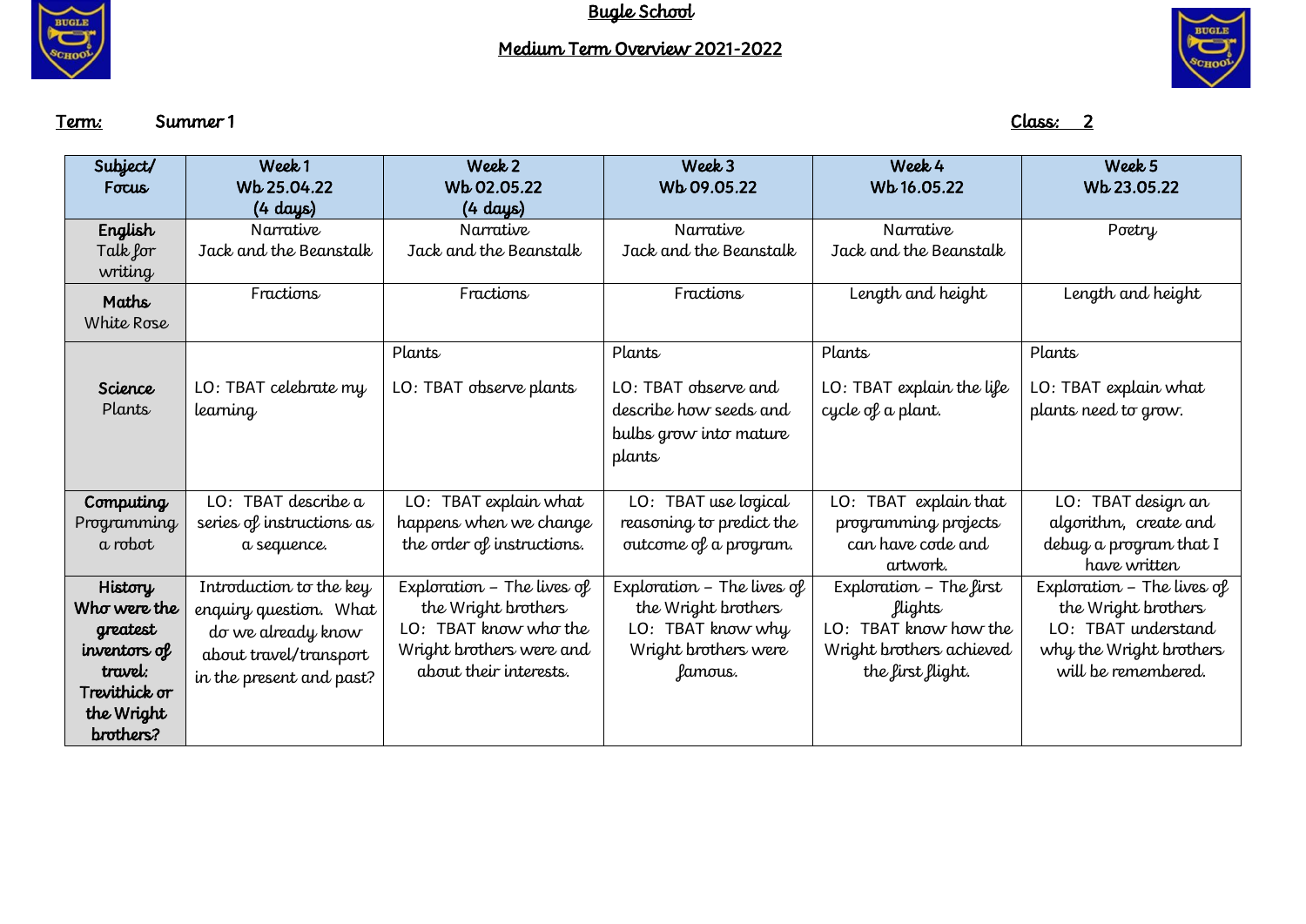# Bugle School

## Medium Term Overview 2021-2022

**Term:** Summer 1 **Class:** 2

| Subject/ Focus | Week 1 Wb 25.04.22 (4 days) | Week 2 Wb 02.05.22 (4 days) | Week 3 Wb 09.05.22 | Week 4 Wb 16.05.22 | Week 5 Wb 23.05.22 |
|---|---|---|---|---|---|
| **English** Talk for writing | Narrative Jack and the Beanstalk | Narrative Jack and the Beanstalk | Narrative Jack and the Beanstalk | Narrative Jack and the Beanstalk | Poetry |
| **Maths** White Rose | Fractions | Fractions | Fractions | Length and height | Length and height |
| **Science** Plants | LO: TBAT celebrate my learning | Plants<br>LO: TBAT observe plants | Plants<br>LO: TBAT observe and describe how seeds and bulbs grow into mature plants | Plants<br>LO: TBAT explain the life cycle of a plant. | Plants<br>LO: TBAT explain what plants need to grow. |
| **Computing** Programming a robot | LO: TBAT describe a series of instructions as a sequence. | LO: TBAT explain what happens when we change the order of instructions. | LO: TBAT use logical reasoning to predict the outcome of a program. | LO: TBAT explain that programming projects can have code and artwork. | LO: TBAT design an algorithm, create and debug a program that I have written |
| **History** **Who were the greatest inventors of travel: Trevithick or the Wright brothers?** | Introduction to the key enquiry question. What do we already know about travel/transport in the present and past? | Exploration – The lives of the Wright brothers<br>LO: TBAT know who the Wright brothers were and about their interests. | Exploration – The lives of the Wright brothers<br>LO: TBAT know why Wright brothers were famous. | Exploration – The first flights<br>LO: TBAT know how the Wright brothers achieved the first flight. | Exploration – The lives of the Wright brothers<br>LO: TBAT understand why the Wright brothers will be remembered. |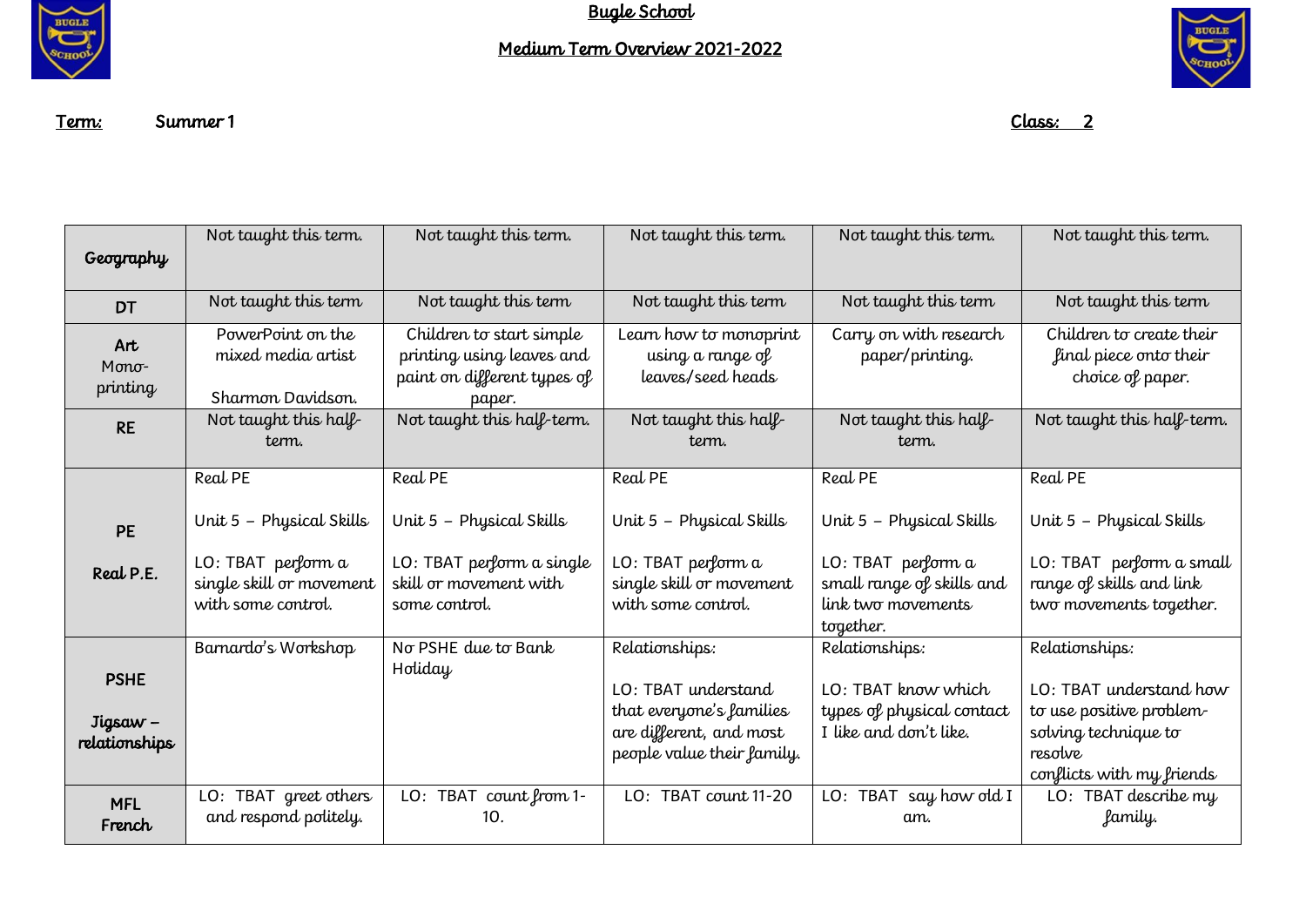**Bugle School**

**Medium Term Overview 2021-2022**

**Term:** Summer 1 **Class:** 2

| | | | | | |
|---|---|---|---|---|---|
| **Geography** | Not taught this term. | Not taught this term. | Not taught this term. | Not taught this term. | Not taught this term. |
| **DT** | Not taught this term | Not taught this term | Not taught this term | Not taught this term | Not taught this term |
| **Art** Mono-printing | PowerPoint on the mixed media artist Sharmon Davidson. | Children to start simple printing using leaves and paint on different types of paper. | Learn how to monoprint using a range of leaves/seed heads | Carry on with research paper/printing. | Children to create their final piece onto their choice of paper. |
| **RE** | Not taught this half-term. | Not taught this half-term. | Not taught this half-term. | Not taught this half-term. | Not taught this half-term. |
| **PE** **Real P.E.** | Real PE<br><br>Unit 5 – Physical Skills<br><br>LO: TBAT perform a single skill or movement with some control. | Real PE<br><br>Unit 5 – Physical Skills<br><br>LO: TBAT perform a single skill or movement with some control. | Real PE<br><br>Unit 5 – Physical Skills<br><br>LO: TBAT perform a single skill or movement with some control. | Real PE<br><br>Unit 5 – Physical Skills<br><br>LO: TBAT perform a small range of skills and link two movements together. | Real PE<br><br>Unit 5 – Physical Skills<br><br>LO: TBAT perform a small range of skills and link two movements together. |
| **PSHE** **Jigsaw – relationships** | Barnardo's Workshop | No PSHE due to Bank Holiday | Relationships:<br><br>LO: TBAT understand that everyone's families are different, and most people value their family. | Relationships:<br><br>LO: TBAT know which types of physical contact I like and don't like. | Relationships:<br><br>LO: TBAT understand how to use positive problem-solving technique to resolve conflicts with my friends |
| **MFL** **French** | LO: TBAT greet others and respond politely. | LO: TBAT count from 1-10. | LO: TBAT count 11-20 | LO: TBAT say how old I am. | LO: TBAT describe my family. |